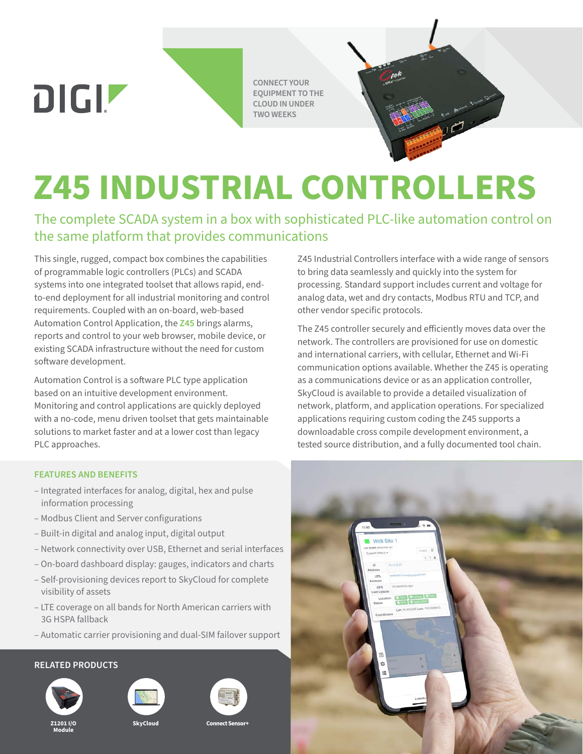DIGI

CONNECT YOUR EQUIPMENT TO THE CLOUD IN UNDER TWO WEEKS

# Z45 INDUSTRIAL CONTROLLERS

## The complete SCADA system in a box with sophisticated PLC-like automation control on the same platform that provides communications

This single, rugged, compact box combines the capabilities of programmable logic controllers (PLCs) and SCADA systems into one integrated toolset that allows rapid, end-to-end deployment for all industrial monitoring and control requirements. Coupled with an on-board, web-based Automation Control Application, the **Z45** brings alarms, reports and control to your web browser, mobile device, or existing SCADA infrastructure without the need for custom software development.

Automation Control is a software PLC type application based on an intuitive development environment. Monitoring and control applications are quickly deployed with a no-code, menu driven toolset that gets maintainable solutions to market faster and at a lower cost than legacy PLC approaches.

Z45 Industrial Controllers interface with a wide range of sensors to bring data seamlessly and quickly into the system for processing. Standard support includes current and voltage for analog data, wet and dry contacts, Modbus RTU and TCP, and other vendor specific protocols.

The Z45 controller securely and efficiently moves data over the network. The controllers are provisioned for use on domestic and international carriers, with cellular, Ethernet and Wi-Fi communication options available. Whether the Z45 is operating as a communications device or as an application controller, SkyCloud is available to provide a detailed visualization of network, platform, and application operations. For specialized applications requiring custom coding the Z45 supports a downloadable cross compile development environment, a tested source distribution, and a fully documented tool chain.

### FEATURES AND BENEFITS

- Integrated interfaces for analog, digital, hex and pulse information processing
- Modbus Client and Server configurations
- Built-in digital and analog input, digital output
- Network connectivity over USB, Ethernet and serial interfaces
- On-board dashboard display: gauges, indicators and charts
- Self-provisioning devices report to SkyCloud for complete visibility of assets
- LTE coverage on all bands for North American carriers with 3G HSPA fallback
- Automatic carrier provisioning and dual-SIM failover support

### RELATED PRODUCTS

- Z1201 I/O Module
- SkyCloud
- Connect Sensor+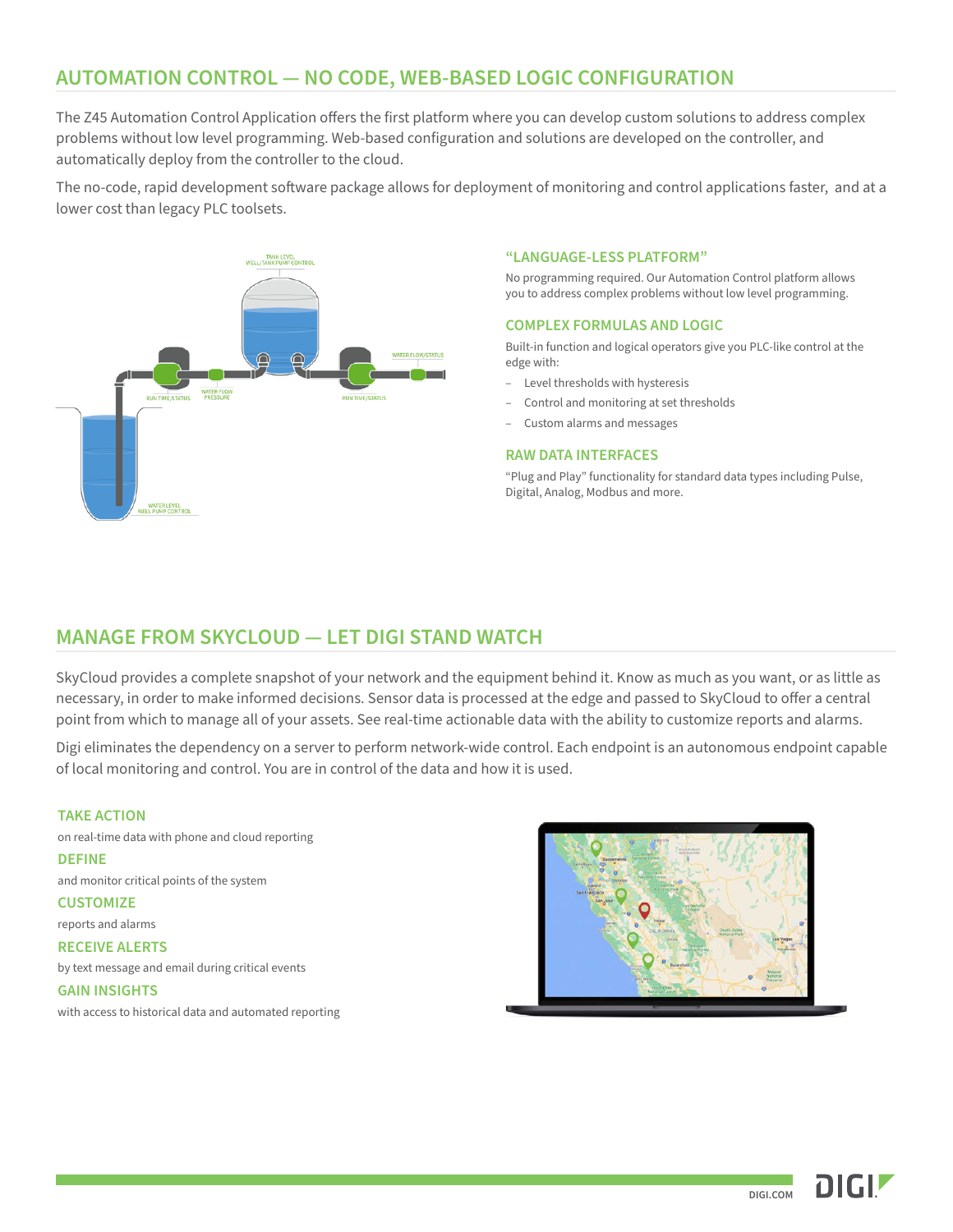## AUTOMATION CONTROL — NO CODE, WEB-BASED LOGIC CONFIGURATION

The Z45 Automation Control Application offers the first platform where you can develop custom solutions to address complex problems without low level programming. Web-based configuration and solutions are developed on the controller, and automatically deploy from the controller to the cloud.

The no-code, rapid development software package allows for deployment of monitoring and control applications faster, and at a lower cost than legacy PLC toolsets.

### "LANGUAGE-LESS PLATFORM"

No programming required. Our Automation Control platform allows you to address complex problems without low level programming.

### COMPLEX FORMULAS AND LOGIC

Built-in function and logical operators give you PLC-like control at the edge with:

- Level thresholds with hysteresis
- Control and monitoring at set thresholds
- Custom alarms and messages

### RAW DATA INTERFACES

"Plug and Play" functionality for standard data types including Pulse, Digital, Analog, Modbus and more.

## MANAGE FROM SKYCLOUD — LET DIGI STAND WATCH

SkyCloud provides a complete snapshot of your network and the equipment behind it. Know as much as you want, or as little as necessary, in order to make informed decisions. Sensor data is processed at the edge and passed to SkyCloud to offer a central point from which to manage all of your assets. See real-time actionable data with the ability to customize reports and alarms.

Digi eliminates the dependency on a server to perform network-wide control. Each endpoint is an autonomous endpoint capable of local monitoring and control. You are in control of the data and how it is used.

### TAKE ACTION

on real-time data with phone and cloud reporting

### DEFINE

and monitor critical points of the system

### CUSTOMIZE

reports and alarms

### RECEIVE ALERTS

by text message and email during critical events

### GAIN INSIGHTS

with access to historical data and automated reporting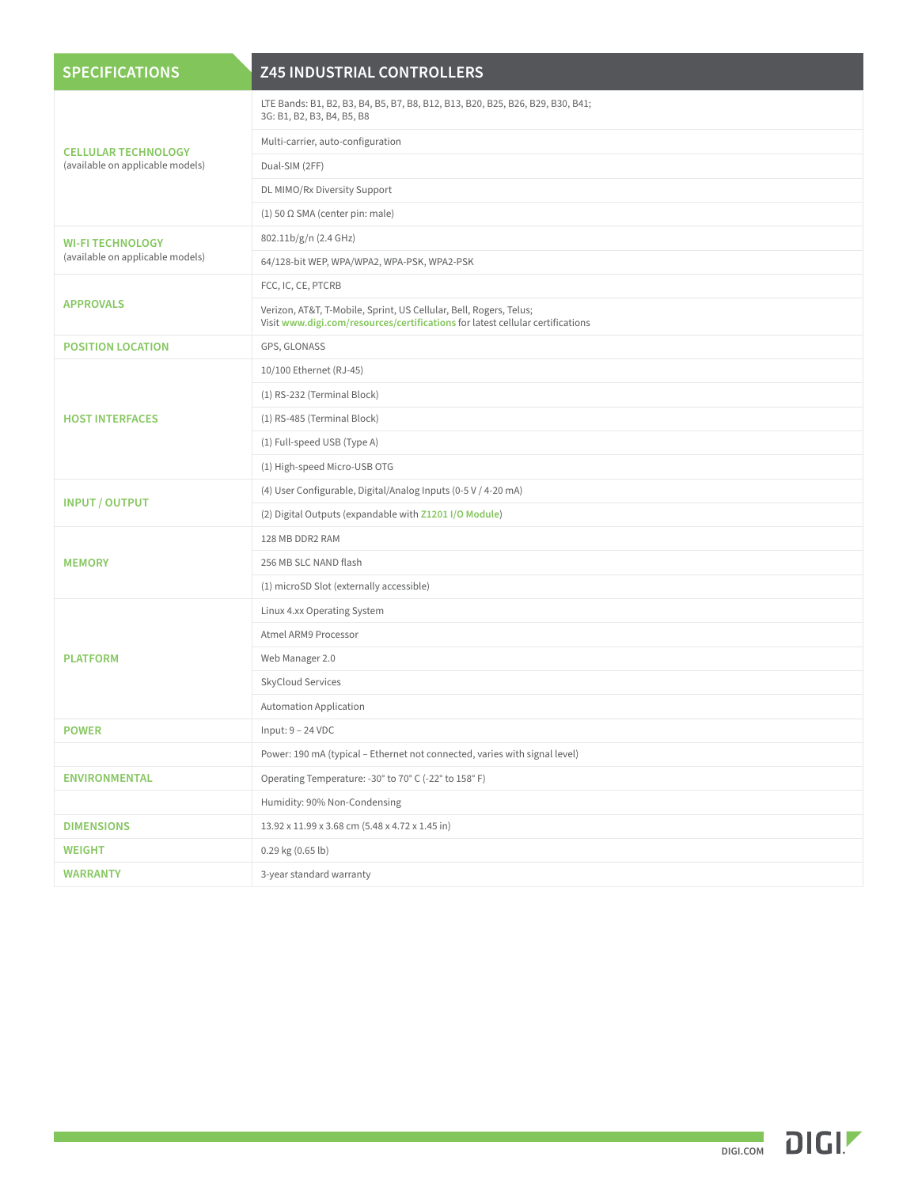| SPECIFICATIONS | Z45 INDUSTRIAL CONTROLLERS |
|---|---|
| **CELLULAR TECHNOLOGY** (available on applicable models) | LTE Bands: B1, B2, B3, B4, B5, B7, B8, B12, B13, B20, B25, B26, B29, B30, B41; 3G: B1, B2, B3, B4, B5, B8 |
| | Multi-carrier, auto-configuration |
| | Dual-SIM (2FF) |
| | DL MIMO/Rx Diversity Support |
| | (1) 50 Ω SMA (center pin: male) |
| **WI-FI TECHNOLOGY** (available on applicable models) | 802.11b/g/n (2.4 GHz) |
| | 64/128-bit WEP, WPA/WPA2, WPA-PSK, WPA2-PSK |
| **APPROVALS** | FCC, IC, CE, PTCRB |
| | Verizon, AT&T, T-Mobile, Sprint, US Cellular, Bell, Rogers, Telus; Visit www.digi.com/resources/certifications for latest cellular certifications |
| **POSITION LOCATION** | GPS, GLONASS |
| **HOST INTERFACES** | 10/100 Ethernet (RJ-45) |
| | (1) RS-232 (Terminal Block) |
| | (1) RS-485 (Terminal Block) |
| | (1) Full-speed USB (Type A) |
| | (1) High-speed Micro-USB OTG |
| **INPUT / OUTPUT** | (4) User Configurable, Digital/Analog Inputs (0-5 V / 4-20 mA) |
| | (2) Digital Outputs (expandable with Z1201 I/O Module) |
| **MEMORY** | 128 MB DDR2 RAM |
| | 256 MB SLC NAND flash |
| | (1) microSD Slot (externally accessible) |
| **PLATFORM** | Linux 4.xx Operating System |
| | Atmel ARM9 Processor |
| | Web Manager 2.0 |
| | SkyCloud Services |
| | Automation Application |
| **POWER** | Input: 9 – 24 VDC |
| | Power: 190 mA (typical – Ethernet not connected, varies with signal level) |
| **ENVIRONMENTAL** | Operating Temperature: -30° to 70° C (-22° to 158° F) |
| | Humidity: 90% Non-Condensing |
| **DIMENSIONS** | 13.92 x 11.99 x 3.68 cm (5.48 x 4.72 x 1.45 in) |
| **WEIGHT** | 0.29 kg (0.65 lb) |
| **WARRANTY** | 3-year standard warranty |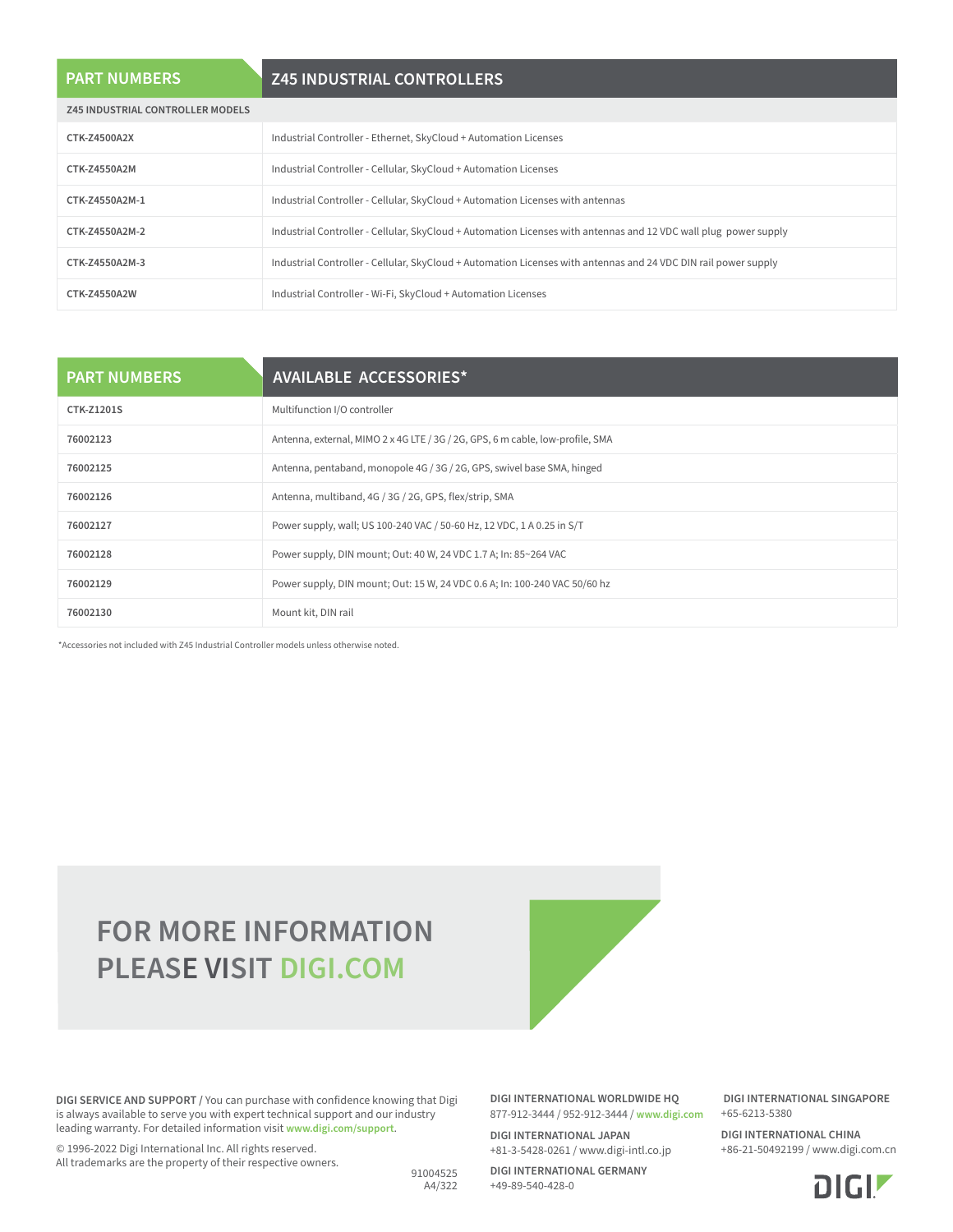| PART NUMBERS | Z45 INDUSTRIAL CONTROLLERS |
|---|---|
| **Z45 INDUSTRIAL CONTROLLER MODELS** | |
| CTK-Z4500A2X | Industrial Controller - Ethernet, SkyCloud + Automation Licenses |
| CTK-Z4550A2M | Industrial Controller - Cellular, SkyCloud + Automation Licenses |
| CTK-Z4550A2M-1 | Industrial Controller - Cellular, SkyCloud + Automation Licenses with antennas |
| CTK-Z4550A2M-2 | Industrial Controller - Cellular, SkyCloud + Automation Licenses with antennas and 12 VDC wall plug power supply |
| CTK-Z4550A2M-3 | Industrial Controller - Cellular, SkyCloud + Automation Licenses with antennas and 24 VDC DIN rail power supply |
| CTK-Z4550A2W | Industrial Controller - Wi-Fi, SkyCloud + Automation Licenses |

| PART NUMBERS | AVAILABLE ACCESSORIES* |
|---|---|
| CTK-Z1201S | Multifunction I/O controller |
| 76002123 | Antenna, external, MIMO 2 x 4G LTE / 3G / 2G, GPS, 6 m cable, low-profile, SMA |
| 76002125 | Antenna, pentaband, monopole 4G / 3G / 2G, GPS, swivel base SMA, hinged |
| 76002126 | Antenna, multiband, 4G / 3G / 2G, GPS, flex/strip, SMA |
| 76002127 | Power supply, wall; US 100-240 VAC / 50-60 Hz, 12 VDC, 1 A 0.25 in S/T |
| 76002128 | Power supply, DIN mount; Out: 40 W, 24 VDC 1.7 A; In: 85~264 VAC |
| 76002129 | Power supply, DIN mount; Out: 15 W, 24 VDC 0.6 A; In: 100-240 VAC 50/60 hz |
| 76002130 | Mount kit, DIN rail |

*Accessories not included with Z45 Industrial Controller models unless otherwise noted.

## FOR MORE INFORMATION PLEASE VISIT DIGI.COM

**DIGI SERVICE AND SUPPORT /** You can purchase with confidence knowing that Digi is always available to serve you with expert technical support and our industry leading warranty. For detailed information visit **www.digi.com/support**.

© 1996-2022 Digi International Inc. All rights reserved.
All trademarks are the property of their respective owners.

91004525
A4/322

**DIGI INTERNATIONAL WORLDWIDE HQ**
877-912-3444 / 952-912-3444 / **www.digi.com**

**DIGI INTERNATIONAL JAPAN**
+81-3-5428-0261 / www.digi-intl.co.jp

**DIGI INTERNATIONAL GERMANY**
+49-89-540-428-0

**DIGI INTERNATIONAL SINGAPORE**
+65-6213-5380

**DIGI INTERNATIONAL CHINA**
+86-21-50492199 / www.digi.com.cn

DIGI